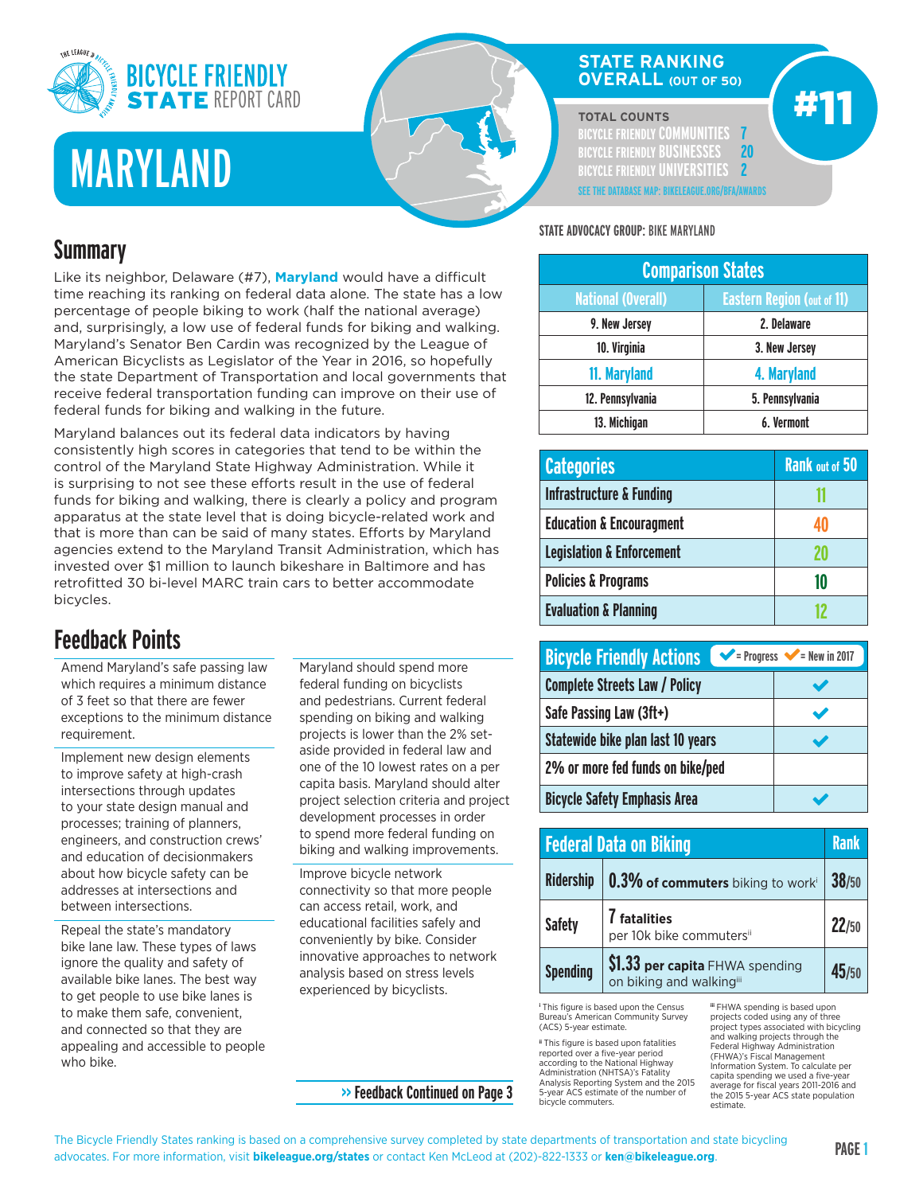# BICYCLE FRIENDLY STATE REPORT CARD

# MARYLAND

## STATE RANKING OVERALL (OUT OF 50)

**#11**

TOTAL COUNTS
- BICYCLE FRIENDLY COMMUNITIES 7
- BICYCLE FRIENDLY BUSINESSES 20
- BICYCLE FRIENDLY UNIVERSITIES 2

SEE THE DATABASE MAP: BIKELEAGUE.ORG/BFA/AWARDS

STATE ADVOCACY GROUP: BIKE MARYLAND

## Summary

Like its neighbor, Delaware (#7), **Maryland** would have a difficult time reaching its ranking on federal data alone. The state has a low percentage of people biking to work (half the national average) and, surprisingly, a low use of federal funds for biking and walking. Maryland's Senator Ben Cardin was recognized by the League of American Bicyclists as Legislator of the Year in 2016, so hopefully the state Department of Transportation and local governments that receive federal transportation funding can improve on their use of federal funds for biking and walking in the future.

Maryland balances out its federal data indicators by having consistently high scores in categories that tend to be within the control of the Maryland State Highway Administration. While it is surprising to not see these efforts result in the use of federal funds for biking and walking, there is clearly a policy and program apparatus at the state level that is doing bicycle-related work and that is more than can be said of many states. Efforts by Maryland agencies extend to the Maryland Transit Administration, which has invested over $1 million to launch bikeshare in Baltimore and has retrofitted 30 bi-level MARC train cars to better accommodate bicycles.

## Feedback Points

Amend Maryland's safe passing law which requires a minimum distance of 3 feet so that there are fewer exceptions to the minimum distance requirement.

Implement new design elements to improve safety at high-crash intersections through updates to your state design manual and processes; training of planners, engineers, and construction crews' and education of decisionmakers about how bicycle safety can be addresses at intersections and between intersections.

Repeal the state's mandatory bike lane law. These types of laws ignore the quality and safety of available bike lanes. The best way to get people to use bike lanes is to make them safe, convenient, and connected so that they are appealing and accessible to people who bike.

Maryland should spend more federal funding on bicyclists and pedestrians. Current federal spending on biking and walking projects is lower than the 2% set-aside provided in federal law and one of the 10 lowest rates on a per capita basis. Maryland should alter project selection criteria and project development processes in order to spend more federal funding on biking and walking improvements.

Improve bicycle network connectivity so that more people can access retail, work, and educational facilities safely and conveniently by bike. Consider innovative approaches to network analysis based on stress levels experienced by bicyclists.

» Feedback Continued on Page 3

| Comparison States | |
|---|---|
| National (Overall) | Eastern Region (out of 11) |
| 9. New Jersey | 2. Delaware |
| 10. Virginia | 3. New Jersey |
| **11. Maryland** | **4. Maryland** |
| 12. Pennsylvania | 5. Pennsylvania |
| 13. Michigan | 6. Vermont |

| Categories | Rank out of 50 |
|---|---|
| Infrastructure & Funding | 11 |
| Education & Encouragment | 40 |
| Legislation & Enforcement | 20 |
| Policies & Programs | 10 |
| Evaluation & Planning | 12 |

| Bicycle Friendly Actions (✔ = Progress ✔ = New in 2017) | |
|---|---|
| Complete Streets Law / Policy | ✔ |
| Safe Passing Law (3ft+) | ✔ |
| Statewide bike plan last 10 years | ✔ |
| 2% or more fed funds on bike/ped | |
| Bicycle Safety Emphasis Area | ✔ |

| Federal Data on Biking | | Rank |
|---|---|---|
| Ridership | **0.3% of commuters** biking to work[i] | 38/50 |
| Safety | **7 fatalities** per 10k bike commuters[ii] | 22/50 |
| Spending | **$1.33 per capita** FHWA spending on biking and walking[iii] | 45/50 |

[i] This figure is based upon the Census Bureau's American Community Survey (ACS) 5-year estimate.

[ii] This figure is based upon fatalities reported over a five-year period according to the National Highway Administration (NHTSA)'s Fatality Analysis Reporting System and the 2015 5-year ACS estimate of the number of bicycle commuters.

[iii] FHWA spending is based upon projects coded using any of three project types associated with bicycling and walking projects through the Federal Highway Administration (FHWA)'s Fiscal Management Information System. To calculate per capita spending we used a five-year average for fiscal years 2011-2016 and the 2015 5-year ACS state population estimate.

The Bicycle Friendly States ranking is based on a comprehensive survey completed by state departments of transportation and state bicycling advocates. For more information, visit **bikeleague.org/states** or contact Ken McLeod at (202)-822-1333 or **ken@bikeleague.org**.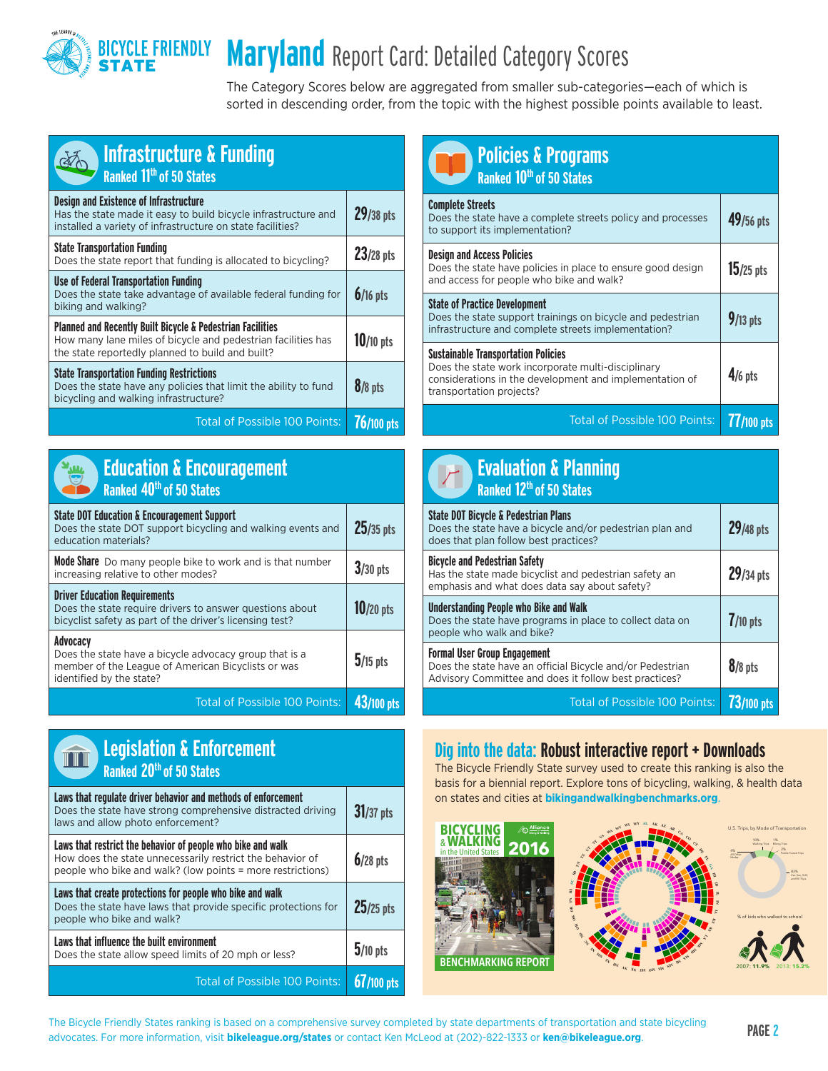# Maryland Report Card: Detailed Category Scores

The Category Scores below are aggregated from smaller sub-categories—each of which is sorted in descending order, from the topic with the highest possible points available to least.

## Infrastructure & Funding

Ranked 11th of 50 States

| Category | Score |
| --- | --- |
| **Design and Existence of Infrastructure** Has the state made it easy to build bicycle infrastructure and installed a variety of infrastructure on state facilities? | 29/38 pts |
| **State Transportation Funding** Does the state report that funding is allocated to bicycling? | 23/28 pts |
| **Use of Federal Transportation Funding** Does the state take advantage of available federal funding for biking and walking? | 6/16 pts |
| **Planned and Recently Built Bicycle & Pedestrian Facilities** How many lane miles of bicycle and pedestrian facilities has the state reportedly planned to build and built? | 10/10 pts |
| **State Transportation Funding Restrictions** Does the state have any policies that limit the ability to fund bicycling and walking infrastructure? | 8/8 pts |
| Total of Possible 100 Points: | 76/100 pts |

## Education & Encouragement

Ranked 40th of 50 States

| Category | Score |
| --- | --- |
| **State DOT Education & Encouragement Support** Does the state DOT support bicycling and walking events and education materials? | 25/35 pts |
| **Mode Share** Do many people bike to work and is that number increasing relative to other modes? | 3/30 pts |
| **Driver Education Requirements** Does the state require drivers to answer questions about bicyclist safety as part of the driver's licensing test? | 10/20 pts |
| **Advocacy** Does the state have a bicycle advocacy group that is a member of the League of American Bicyclists or was identified by the state? | 5/15 pts |
| Total of Possible 100 Points: | 43/100 pts |

## Legislation & Enforcement

Ranked 20th of 50 States

| Category | Score |
| --- | --- |
| **Laws that regulate driver behavior and methods of enforcement** Does the state have strong comprehensive distracted driving laws and allow photo enforcement? | 31/37 pts |
| **Laws that restrict the behavior of people who bike and walk** How does the state unnecessarily restrict the behavior of people who bike and walk? (low points = more restrictions) | 6/28 pts |
| **Laws that create protections for people who bike and walk** Does the state have laws that provide specific protections for people who bike and walk? | 25/25 pts |
| **Laws that influence the built environment** Does the state allow speed limits of 20 mph or less? | 5/10 pts |
| Total of Possible 100 Points: | 67/100 pts |

## Policies & Programs

Ranked 10th of 50 States

| Category | Score |
| --- | --- |
| **Complete Streets** Does the state have a complete streets policy and processes to support its implementation? | 49/56 pts |
| **Design and Access Policies** Does the state have policies in place to ensure good design and access for people who bike and walk? | 15/25 pts |
| **State of Practice Development** Does the state support trainings on bicycle and pedestrian infrastructure and complete streets implementation? | 9/13 pts |
| **Sustainable Transportation Policies** Does the state work incorporate multi-disciplinary considerations in the development and implementation of transportation projects? | 4/6 pts |
| Total of Possible 100 Points: | 77/100 pts |

## Evaluation & Planning

Ranked 12th of 50 States

| Category | Score |
| --- | --- |
| **State DOT Bicycle & Pedestrian Plans** Does the state have a bicycle and/or pedestrian plan and does that plan follow best practices? | 29/48 pts |
| **Bicycle and Pedestrian Safety** Has the state made bicyclist and pedestrian safety an emphasis and what does data say about safety? | 29/34 pts |
| **Understanding People who Bike and Walk** Does the state have programs in place to collect data on people who walk and bike? | 7/10 pts |
| **Formal User Group Engagement** Does the state have an official Bicycle and/or Pedestrian Advisory Committee and does it follow best practices? | 8/8 pts |
| Total of Possible 100 Points: | 73/100 pts |

## Dig into the data: Robust interactive report + Downloads

The Bicycle Friendly State survey used to create this ranking is also the basis for a biennial report. Explore tons of bicycling, walking, & health data on states and cities at **bikingandwalkingbenchmarks.org**.

The Bicycle Friendly States ranking is based on a comprehensive survey completed by state departments of transportation and state bicycling advocates. For more information, visit **bikeleague.org/states** or contact Ken McLeod at (202)-822-1333 or **ken@bikeleague.org**.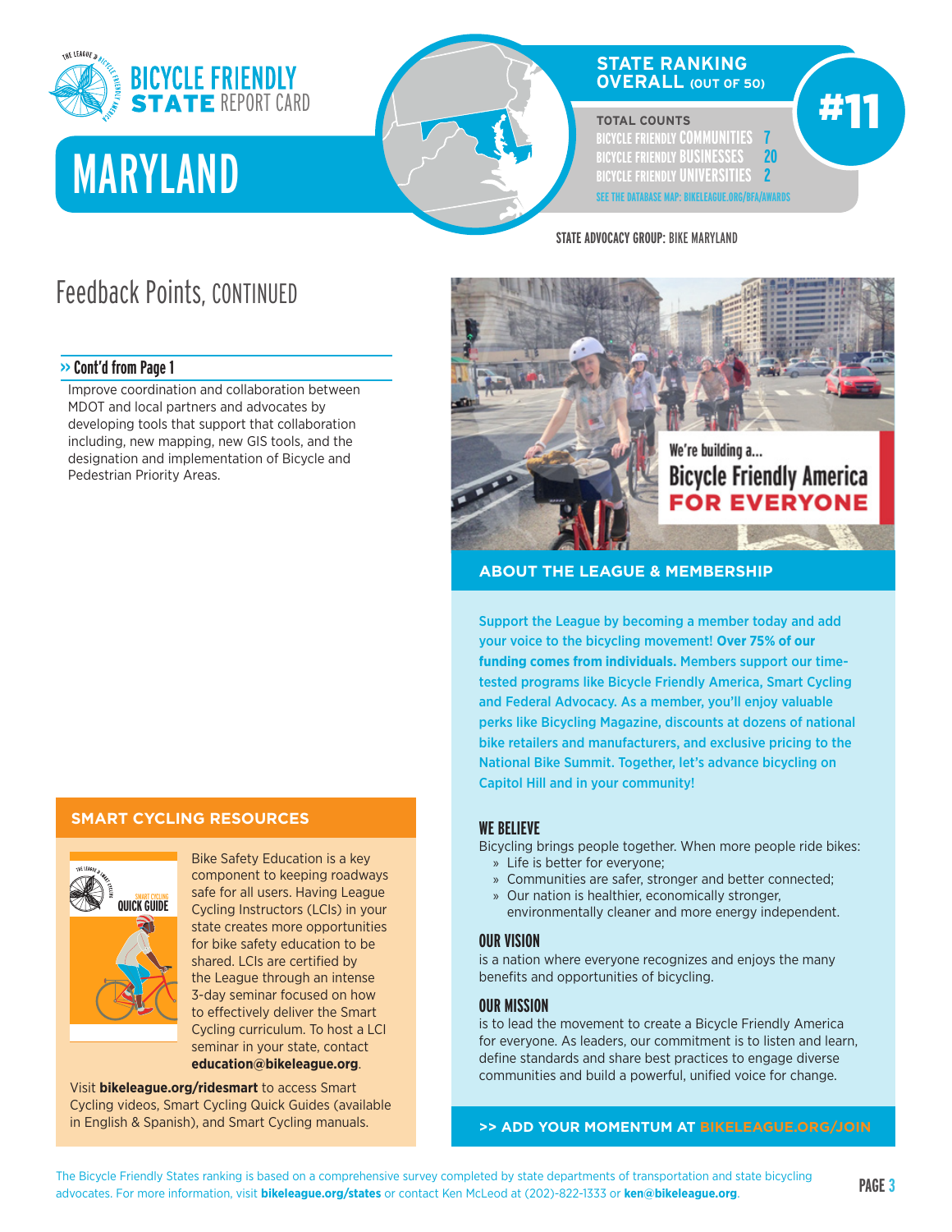# BICYCLE FRIENDLY STATE REPORT CARD

# MARYLAND

## STATE RANKING OVERALL (OUT OF 50)

**#11**

**TOTAL COUNTS**

BICYCLE FRIENDLY COMMUNITIES 7
BICYCLE FRIENDLY BUSINESSES 20
BICYCLE FRIENDLY UNIVERSITIES 2

SEE THE DATABASE MAP: BIKELEAGUE.ORG/BFA/AWARDS

STATE ADVOCACY GROUP: BIKE MARYLAND

## Feedback Points, CONTINUED

**» Cont'd from Page 1**

Improve coordination and collaboration between MDOT and local partners and advocates by developing tools that support that collaboration including, new mapping, new GIS tools, and the designation and implementation of Bicycle and Pedestrian Priority Areas.

## SMART CYCLING RESOURCES

Bike Safety Education is a key component to keeping roadways safe for all users. Having League Cycling Instructors (LCIs) in your state creates more opportunities for bike safety education to be shared. LCIs are certified by the League through an intense 3-day seminar focused on how to effectively deliver the Smart Cycling curriculum. To host a LCI seminar in your state, contact **education@bikeleague.org**.

Visit **bikeleague.org/ridesmart** to access Smart Cycling videos, Smart Cycling Quick Guides (available in English & Spanish), and Smart Cycling manuals.

We're building a... Bicycle Friendly America **FOR EVERYONE**

## ABOUT THE LEAGUE & MEMBERSHIP

Support the League by becoming a member today and add your voice to the bicycling movement! **Over 75% of our funding comes from individuals.** Members support our time-tested programs like Bicycle Friendly America, Smart Cycling and Federal Advocacy. As a member, you'll enjoy valuable perks like Bicycling Magazine, discounts at dozens of national bike retailers and manufacturers, and exclusive pricing to the National Bike Summit. Together, let's advance bicycling on Capitol Hill and in your community!

### WE BELIEVE

Bicycling brings people together. When more people ride bikes:

- Life is better for everyone;
- Communities are safer, stronger and better connected;
- Our nation is healthier, economically stronger, environmentally cleaner and more energy independent.

### OUR VISION

is a nation where everyone recognizes and enjoys the many benefits and opportunities of bicycling.

### OUR MISSION

is to lead the movement to create a Bicycle Friendly America for everyone. As leaders, our commitment is to listen and learn, define standards and share best practices to engage diverse communities and build a powerful, unified voice for change.

**>> ADD YOUR MOMENTUM AT BIKELEAGUE.ORG/JOIN**

The Bicycle Friendly States ranking is based on a comprehensive survey completed by state departments of transportation and state bicycling advocates. For more information, visit **bikeleague.org/states** or contact Ken McLeod at (202)-822-1333 or **ken@bikeleague.org**.